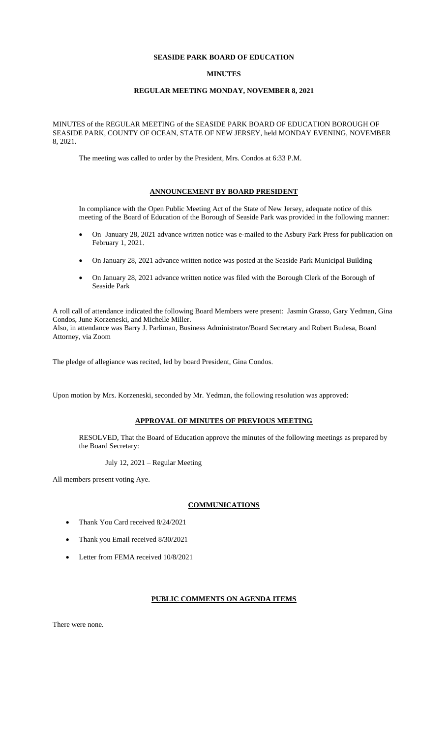**SEASIDE PARK BOARD OF EDUCATION**

**MINUTES**

**REGULAR MEETING MONDAY, NOVEMBER 8, 2021**

MINUTES of the REGULAR MEETING of the SEASIDE PARK BOARD OF EDUCATION BOROUGH OF SEASIDE PARK, COUNTY OF OCEAN, STATE OF NEW JERSEY, held MONDAY EVENING, NOVEMBER 8, 2021.

The meeting was called to order by the President, Mrs. Condos at 6:33 P.M.

## ANNOUNCEMENT BY BOARD PRESIDENT

In compliance with the Open Public Meeting Act of the State of New Jersey, adequate notice of this meeting of the Board of Education of the Borough of Seaside Park was provided in the following manner:

- On January 28, 2021 advance written notice was e-mailed to the Asbury Park Press for publication on February 1, 2021.
- On January 28, 2021 advance written notice was posted at the Seaside Park Municipal Building
- On January 28, 2021 advance written notice was filed with the Borough Clerk of the Borough of Seaside Park

A roll call of attendance indicated the following Board Members were present: Jasmin Grasso, Gary Yedman, Gina Condos, June Korzeneski, and Michelle Miller.
Also, in attendance was Barry J. Parliman, Business Administrator/Board Secretary and Robert Budesa, Board Attorney, via Zoom

The pledge of allegiance was recited, led by board President, Gina Condos.

Upon motion by Mrs. Korzeneski, seconded by Mr. Yedman, the following resolution was approved:

## APPROVAL OF MINUTES OF PREVIOUS MEETING

RESOLVED, That the Board of Education approve the minutes of the following meetings as prepared by the Board Secretary:

July 12, 2021 – Regular Meeting

All members present voting Aye.

## COMMUNICATIONS

- Thank You Card received 8/24/2021
- Thank you Email received 8/30/2021
- Letter from FEMA received 10/8/2021

## PUBLIC COMMENTS ON AGENDA ITEMS

There were none.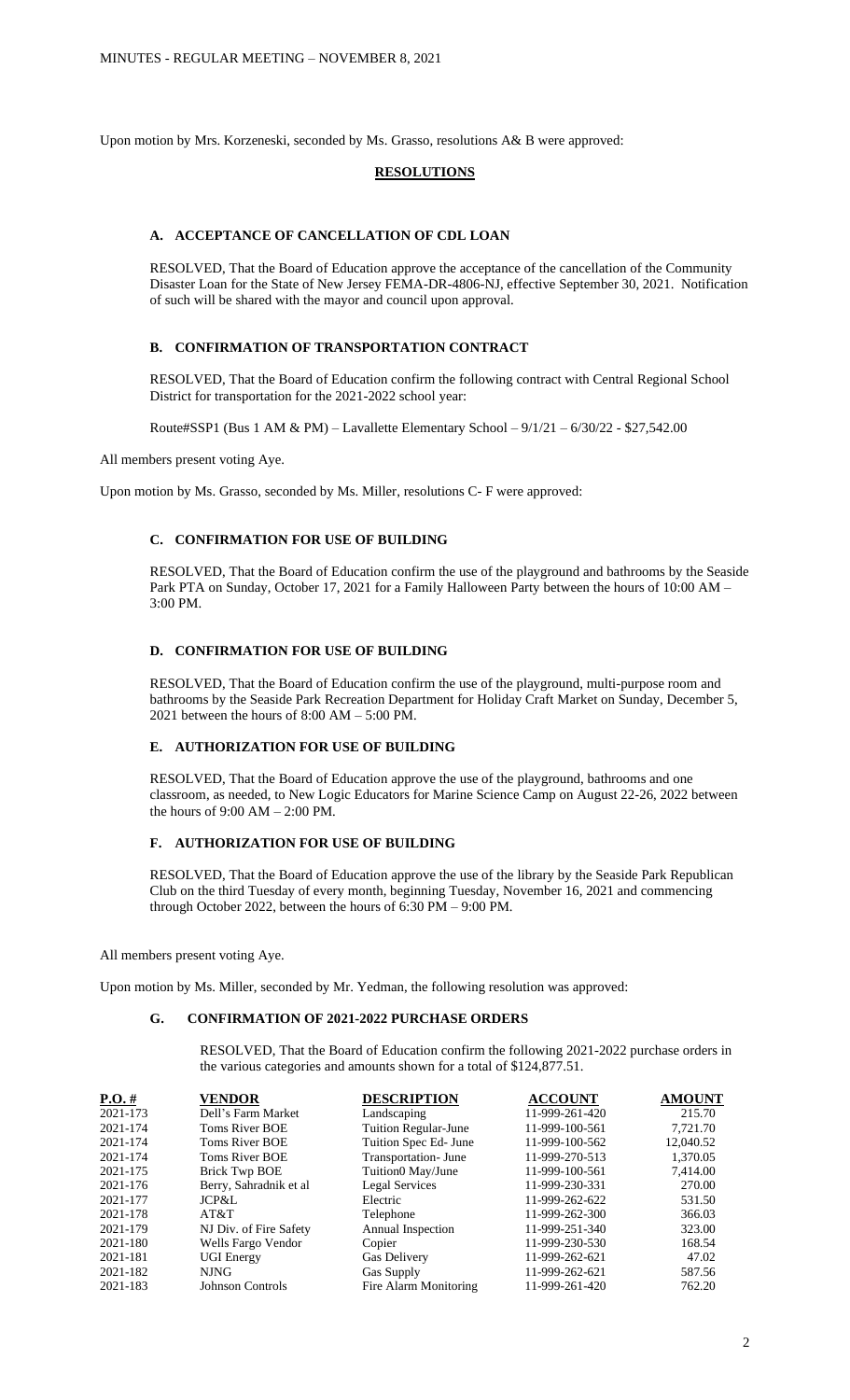MINUTES - REGULAR MEETING – NOVEMBER 8, 2021

Upon motion by Mrs. Korzeneski, seconded by Ms. Grasso, resolutions A& B were approved:

## RESOLUTIONS

### A. ACCEPTANCE OF CANCELLATION OF CDL LOAN

RESOLVED, That the Board of Education approve the acceptance of the cancellation of the Community Disaster Loan for the State of New Jersey FEMA-DR-4806-NJ, effective September 30, 2021. Notification of such will be shared with the mayor and council upon approval.

### B. CONFIRMATION OF TRANSPORTATION CONTRACT

RESOLVED, That the Board of Education confirm the following contract with Central Regional School District for transportation for the 2021-2022 school year:

Route#SSP1 (Bus 1 AM & PM) – Lavallette Elementary School – 9/1/21 – 6/30/22 - $27,542.00

All members present voting Aye.

Upon motion by Ms. Grasso, seconded by Ms. Miller, resolutions C- F were approved:

### C. CONFIRMATION FOR USE OF BUILDING

RESOLVED, That the Board of Education confirm the use of the playground and bathrooms by the Seaside Park PTA on Sunday, October 17, 2021 for a Family Halloween Party between the hours of 10:00 AM – 3:00 PM.

### D. CONFIRMATION FOR USE OF BUILDING

RESOLVED, That the Board of Education confirm the use of the playground, multi-purpose room and bathrooms by the Seaside Park Recreation Department for Holiday Craft Market on Sunday, December 5, 2021 between the hours of 8:00 AM – 5:00 PM.

### E. AUTHORIZATION FOR USE OF BUILDING

RESOLVED, That the Board of Education approve the use of the playground, bathrooms and one classroom, as needed, to New Logic Educators for Marine Science Camp on August 22-26, 2022 between the hours of 9:00 AM – 2:00 PM.

### F. AUTHORIZATION FOR USE OF BUILDING

RESOLVED, That the Board of Education approve the use of the library by the Seaside Park Republican Club on the third Tuesday of every month, beginning Tuesday, November 16, 2021 and commencing through October 2022, between the hours of 6:30 PM – 9:00 PM.

All members present voting Aye.

Upon motion by Ms. Miller, seconded by Mr. Yedman, the following resolution was approved:

### G. CONFIRMATION OF 2021-2022 PURCHASE ORDERS

RESOLVED, That the Board of Education confirm the following 2021-2022 purchase orders in the various categories and amounts shown for a total of $124,877.51.

| P.O. # | VENDOR | DESCRIPTION | ACCOUNT | AMOUNT |
|---|---|---|---|---|
| 2021-173 | Dell's Farm Market | Landscaping | 11-999-261-420 | 215.70 |
| 2021-174 | Toms River BOE | Tuition Regular-June | 11-999-100-561 | 7,721.70 |
| 2021-174 | Toms River BOE | Tuition Spec Ed- June | 11-999-100-562 | 12,040.52 |
| 2021-174 | Toms River BOE | Transportation- June | 11-999-270-513 | 1,370.05 |
| 2021-175 | Brick Twp BOE | Tuition0 May/June | 11-999-100-561 | 7,414.00 |
| 2021-176 | Berry, Sahradnik et al | Legal Services | 11-999-230-331 | 270.00 |
| 2021-177 | JCP&L | Electric | 11-999-262-622 | 531.50 |
| 2021-178 | AT&T | Telephone | 11-999-262-300 | 366.03 |
| 2021-179 | NJ Div. of Fire Safety | Annual Inspection | 11-999-251-340 | 323.00 |
| 2021-180 | Wells Fargo Vendor | Copier | 11-999-230-530 | 168.54 |
| 2021-181 | UGI Energy | Gas Delivery | 11-999-262-621 | 47.02 |
| 2021-182 | NJNG | Gas Supply | 11-999-262-621 | 587.56 |
| 2021-183 | Johnson Controls | Fire Alarm Monitoring | 11-999-261-420 | 762.20 |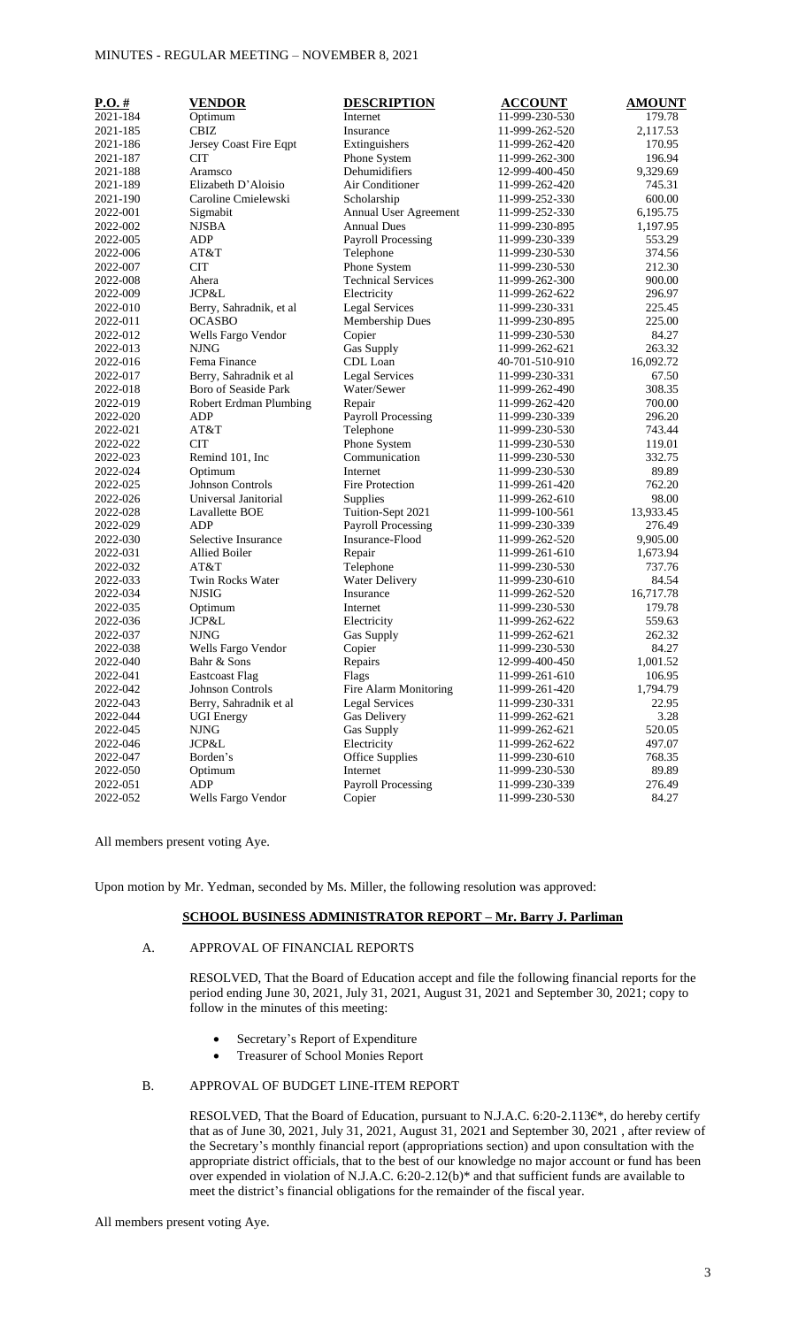| P.O. # | VENDOR | DESCRIPTION | ACCOUNT | AMOUNT |
|---|---|---|---|---|
| 2021-184 | Optimum | Internet | 11-999-230-530 | 179.78 |
| 2021-185 | CBIZ | Insurance | 11-999-262-520 | 2,117.53 |
| 2021-186 | Jersey Coast Fire Eqpt | Extinguishers | 11-999-262-420 | 170.95 |
| 2021-187 | CIT | Phone System | 11-999-262-300 | 196.94 |
| 2021-188 | Aramsco | Dehumidifiers | 12-999-400-450 | 9,329.69 |
| 2021-189 | Elizabeth D'Aloisio | Air Conditioner | 11-999-262-420 | 745.31 |
| 2021-190 | Caroline Cmielewski | Scholarship | 11-999-252-330 | 600.00 |
| 2022-001 | Sigmabit | Annual User Agreement | 11-999-252-330 | 6,195.75 |
| 2022-002 | NJSBA | Annual Dues | 11-999-230-895 | 1,197.95 |
| 2022-005 | ADP | Payroll Processing | 11-999-230-339 | 553.29 |
| 2022-006 | AT&T | Telephone | 11-999-230-530 | 374.56 |
| 2022-007 | CIT | Phone System | 11-999-230-530 | 212.30 |
| 2022-008 | Ahera | Technical Services | 11-999-262-300 | 900.00 |
| 2022-009 | JCP&L | Electricity | 11-999-262-622 | 296.97 |
| 2022-010 | Berry, Sahradnik, et al | Legal Services | 11-999-230-331 | 225.45 |
| 2022-011 | OCASBO | Membership Dues | 11-999-230-895 | 225.00 |
| 2022-012 | Wells Fargo Vendor | Copier | 11-999-230-530 | 84.27 |
| 2022-013 | NJNG | Gas Supply | 11-999-262-621 | 263.32 |
| 2022-016 | Fema Finance | CDL Loan | 40-701-510-910 | 16,092.72 |
| 2022-017 | Berry, Sahradnik et al | Legal Services | 11-999-230-331 | 67.50 |
| 2022-018 | Boro of Seaside Park | Water/Sewer | 11-999-262-490 | 308.35 |
| 2022-019 | Robert Erdman Plumbing | Repair | 11-999-262-420 | 700.00 |
| 2022-020 | ADP | Payroll Processing | 11-999-230-339 | 296.20 |
| 2022-021 | AT&T | Telephone | 11-999-230-530 | 743.44 |
| 2022-022 | CIT | Phone System | 11-999-230-530 | 119.01 |
| 2022-023 | Remind 101, Inc | Communication | 11-999-230-530 | 332.75 |
| 2022-024 | Optimum | Internet | 11-999-230-530 | 89.89 |
| 2022-025 | Johnson Controls | Fire Protection | 11-999-261-420 | 762.20 |
| 2022-026 | Universal Janitorial | Supplies | 11-999-262-610 | 98.00 |
| 2022-028 | Lavallette BOE | Tuition-Sept 2021 | 11-999-100-561 | 13,933.45 |
| 2022-029 | ADP | Payroll Processing | 11-999-230-339 | 276.49 |
| 2022-030 | Selective Insurance | Insurance-Flood | 11-999-262-520 | 9,905.00 |
| 2022-031 | Allied Boiler | Repair | 11-999-261-610 | 1,673.94 |
| 2022-032 | AT&T | Telephone | 11-999-230-530 | 737.76 |
| 2022-033 | Twin Rocks Water | Water Delivery | 11-999-230-610 | 84.54 |
| 2022-034 | NJSIG | Insurance | 11-999-262-520 | 16,717.78 |
| 2022-035 | Optimum | Internet | 11-999-230-530 | 179.78 |
| 2022-036 | JCP&L | Electricity | 11-999-262-622 | 559.63 |
| 2022-037 | NJNG | Gas Supply | 11-999-262-621 | 262.32 |
| 2022-038 | Wells Fargo Vendor | Copier | 11-999-230-530 | 84.27 |
| 2022-040 | Bahr & Sons | Repairs | 12-999-400-450 | 1,001.52 |
| 2022-041 | Eastcoast Flag | Flags | 11-999-261-610 | 106.95 |
| 2022-042 | Johnson Controls | Fire Alarm Monitoring | 11-999-261-420 | 1,794.79 |
| 2022-043 | Berry, Sahradnik et al | Legal Services | 11-999-230-331 | 22.95 |
| 2022-044 | UGI Energy | Gas Delivery | 11-999-262-621 | 3.28 |
| 2022-045 | NJNG | Gas Supply | 11-999-262-621 | 520.05 |
| 2022-046 | JCP&L | Electricity | 11-999-262-622 | 497.07 |
| 2022-047 | Borden's | Office Supplies | 11-999-230-610 | 768.35 |
| 2022-050 | Optimum | Internet | 11-999-230-530 | 89.89 |
| 2022-051 | ADP | Payroll Processing | 11-999-230-339 | 276.49 |
| 2022-052 | Wells Fargo Vendor | Copier | 11-999-230-530 | 84.27 |

All members present voting Aye.

Upon motion by Mr. Yedman, seconded by Ms. Miller, the following resolution was approved:

**SCHOOL BUSINESS ADMINISTRATOR REPORT – Mr. Barry J. Parliman**

A. APPROVAL OF FINANCIAL REPORTS

RESOLVED, That the Board of Education accept and file the following financial reports for the period ending June 30, 2021, July 31, 2021, August 31, 2021 and September 30, 2021; copy to follow in the minutes of this meeting:

- Secretary's Report of Expenditure
- Treasurer of School Monies Report

B. APPROVAL OF BUDGET LINE-ITEM REPORT

RESOLVED, That the Board of Education, pursuant to N.J.A.C. 6:20-2.113€*, do hereby certify that as of June 30, 2021, July 31, 2021, August 31, 2021 and September 30, 2021 , after review of the Secretary's monthly financial report (appropriations section) and upon consultation with the appropriate district officials, that to the best of our knowledge no major account or fund has been over expended in violation of N.J.A.C. 6:20-2.12(b)* and that sufficient funds are available to meet the district's financial obligations for the remainder of the fiscal year.

All members present voting Aye.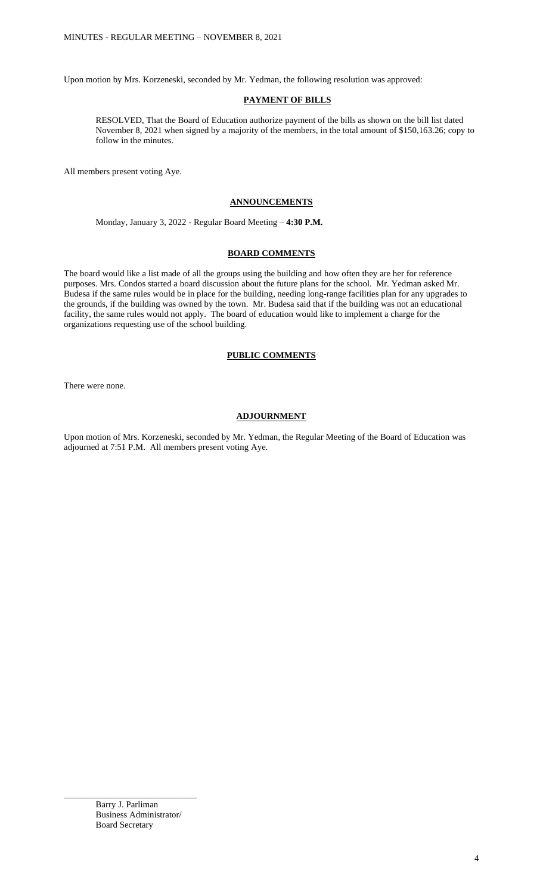Upon motion by Mrs. Korzeneski, seconded by Mr. Yedman, the following resolution was approved:

## PAYMENT OF BILLS

RESOLVED, That the Board of Education authorize payment of the bills as shown on the bill list dated November 8, 2021 when signed by a majority of the members, in the total amount of $150,163.26; copy to follow in the minutes.

All members present voting Aye.

## ANNOUNCEMENTS

Monday, January 3, 2022 - Regular Board Meeting – **4:30 P.M.**

## BOARD COMMENTS

The board would like a list made of all the groups using the building and how often they are her for reference purposes. Mrs. Condos started a board discussion about the future plans for the school. Mr. Yedman asked Mr. Budesa if the same rules would be in place for the building, needing long-range facilities plan for any upgrades to the grounds, if the building was owned by the town. Mr. Budesa said that if the building was not an educational facility, the same rules would not apply. The board of education would like to implement a charge for the organizations requesting use of the school building.

## PUBLIC COMMENTS

There were none.

## ADJOURNMENT

Upon motion of Mrs. Korzeneski, seconded by Mr. Yedman, the Regular Meeting of the Board of Education was adjourned at 7:51 P.M. All members present voting Aye.

\_\_\_\_\_\_\_\_\_\_\_\_\_\_\_\_\_\_\_\_\_\_\_\_\_\_\_\_\_\_

Barry J. Parliman
Business Administrator/
Board Secretary